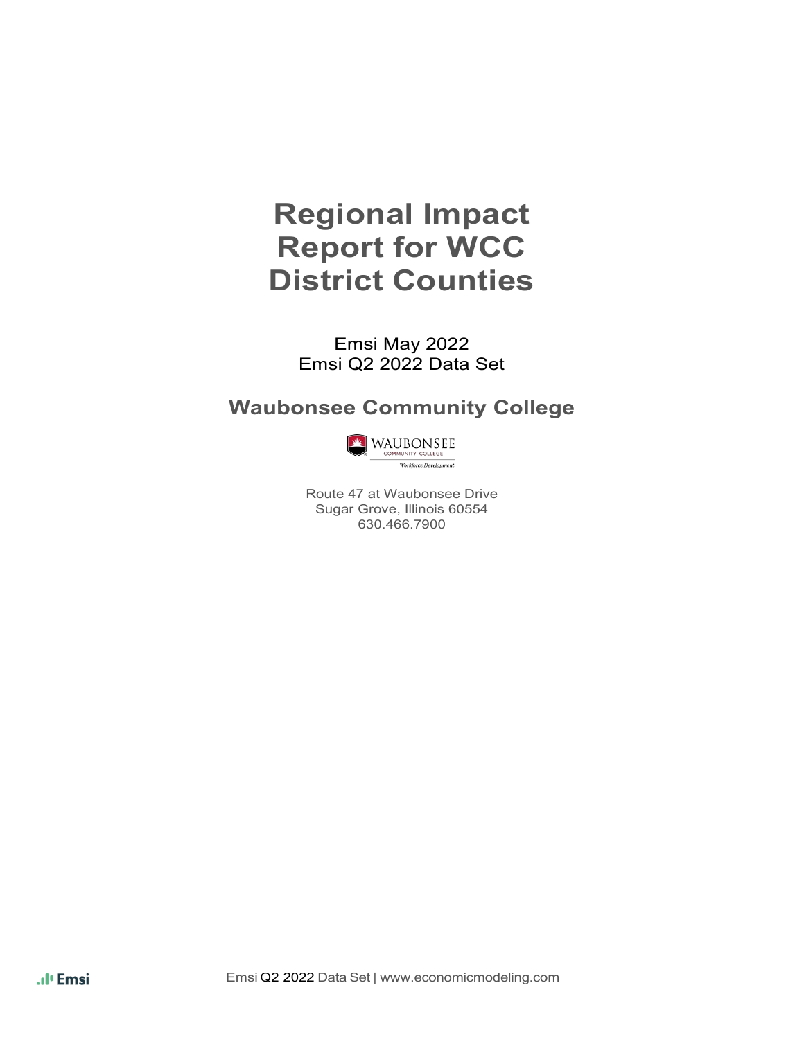# Regional Impact Report for WCC District Counties

Emsi May 2022
Emsi Q2 2022 Data Set

## Waubonsee Community College

WAUBONSEE COMMUNITY COLLEGE
*Workforce Development*

Route 47 at Waubonsee Drive
Sugar Grove, Illinois 60554
630.466.7900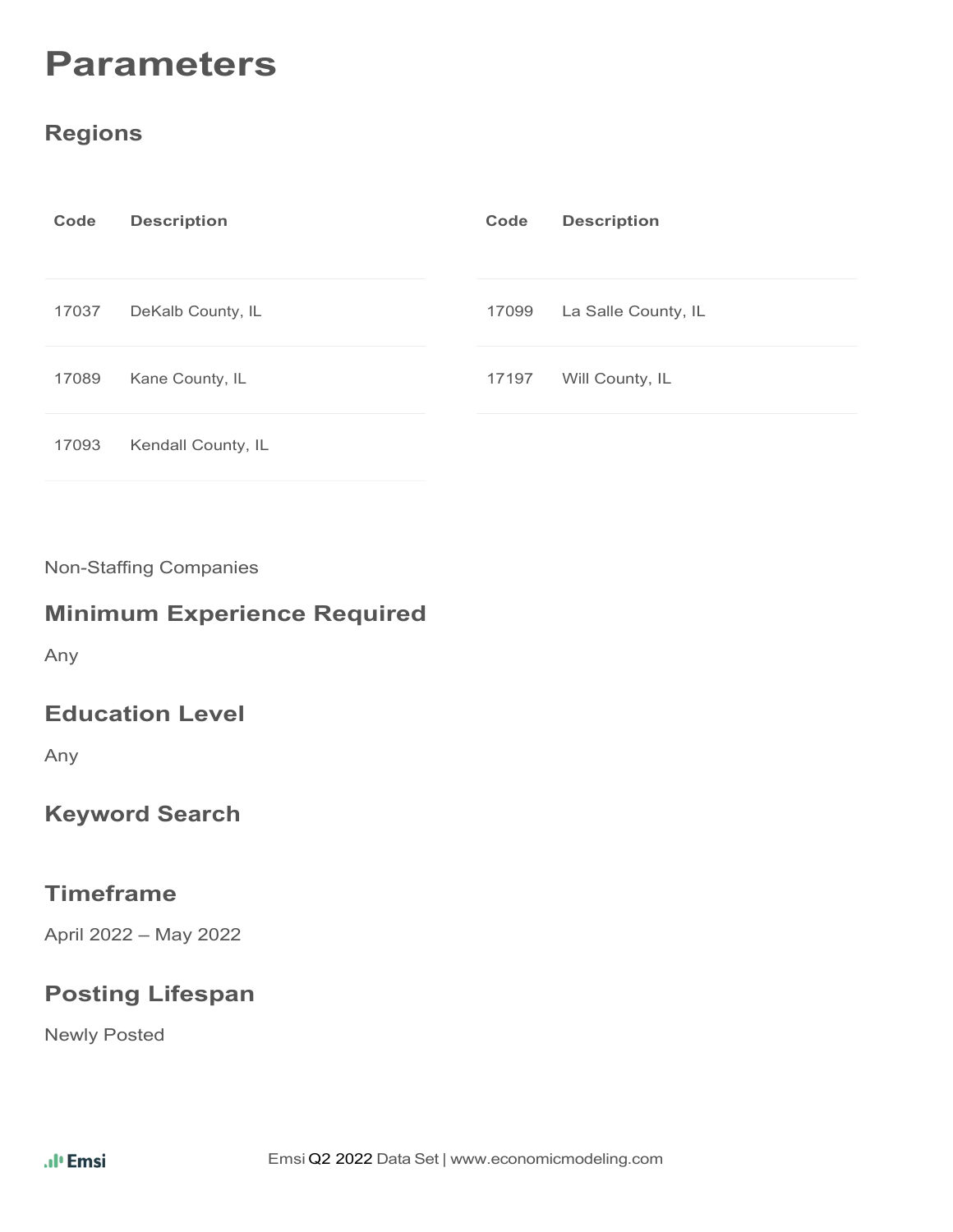# Parameters

## Regions

| Code | Description |
| --- | --- |
| 17037 | DeKalb County, IL |
| 17089 | Kane County, IL |
| 17093 | Kendall County, IL |
| 17099 | La Salle County, IL |
| 17197 | Will County, IL |

Non-Staffing Companies

## Minimum Experience Required

Any

## Education Level

Any

## Keyword Search

## Timeframe

April 2022 – May 2022

## Posting Lifespan

Newly Posted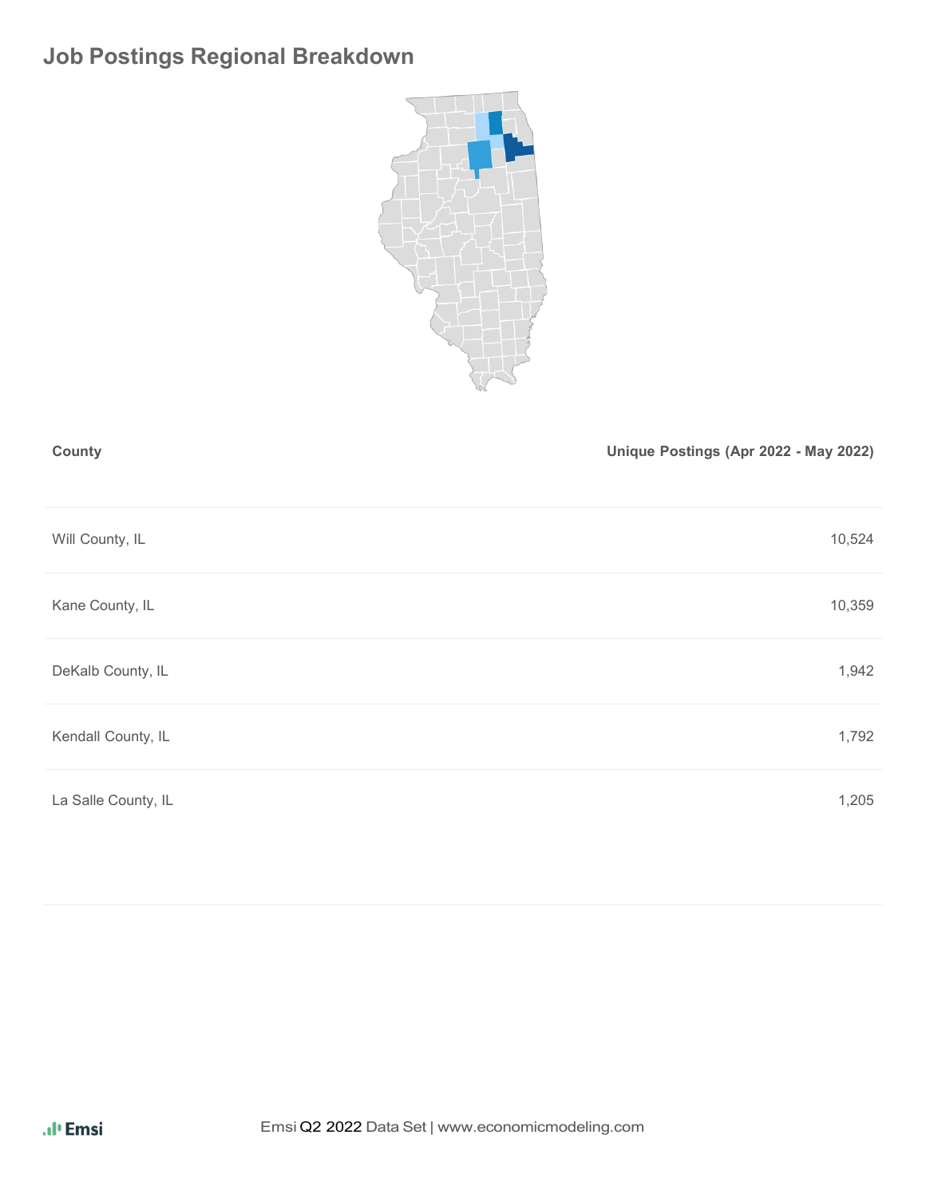## Job Postings Regional Breakdown

| County | Unique Postings (Apr 2022 - May 2022) |
|---|---|
| Will County, IL | 10,524 |
| Kane County, IL | 10,359 |
| DeKalb County, IL | 1,942 |
| Kendall County, IL | 1,792 |
| La Salle County, IL | 1,205 |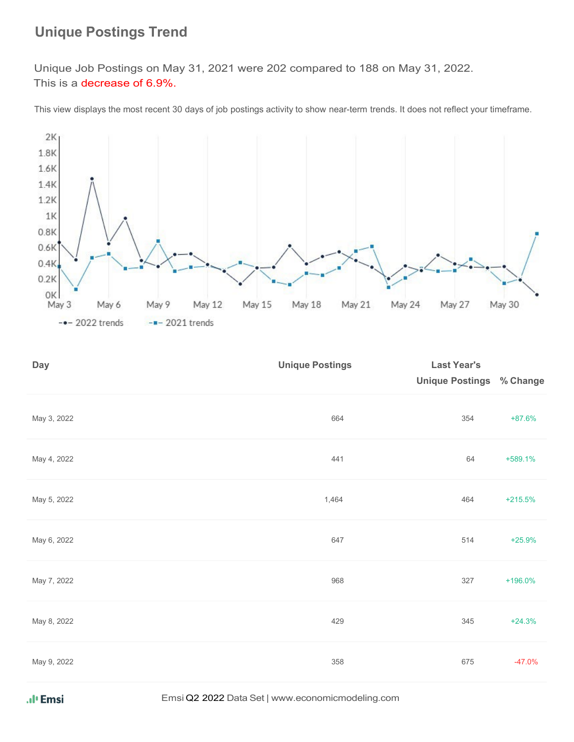## Unique Postings Trend

Unique Job Postings on May 31, 2021 were 202 compared to 188 on May 31, 2022.
This is a decrease of 6.9%.

This view displays the most recent 30 days of job postings activity to show near-term trends. It does not reflect your timeframe.

| Day | Unique Postings | Last Year's Unique Postings | % Change |
|---|---|---|---|
| May 3, 2022 | 664 | 354 | +87.6% |
| May 4, 2022 | 441 | 64 | +589.1% |
| May 5, 2022 | 1,464 | 464 | +215.5% |
| May 6, 2022 | 647 | 514 | +25.9% |
| May 7, 2022 | 968 | 327 | +196.0% |
| May 8, 2022 | 429 | 345 | +24.3% |
| May 9, 2022 | 358 | 675 | -47.0% |

Emsi Q2 2022 Data Set | www.economicmodeling.com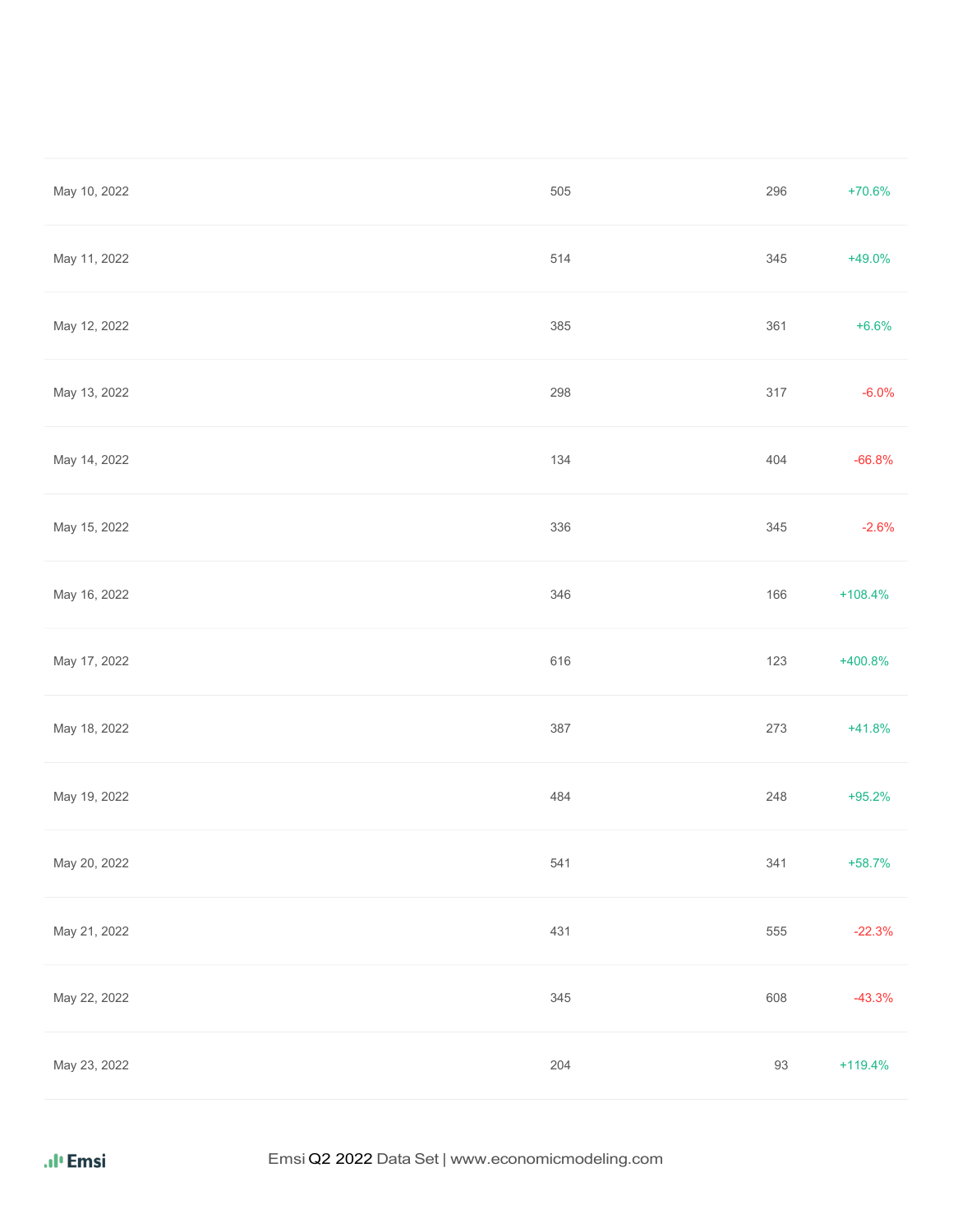| | | | |
|---|---|---|---|
| May 10, 2022 | 505 | 296 | +70.6% |
| May 11, 2022 | 514 | 345 | +49.0% |
| May 12, 2022 | 385 | 361 | +6.6% |
| May 13, 2022 | 298 | 317 | -6.0% |
| May 14, 2022 | 134 | 404 | -66.8% |
| May 15, 2022 | 336 | 345 | -2.6% |
| May 16, 2022 | 346 | 166 | +108.4% |
| May 17, 2022 | 616 | 123 | +400.8% |
| May 18, 2022 | 387 | 273 | +41.8% |
| May 19, 2022 | 484 | 248 | +95.2% |
| May 20, 2022 | 541 | 341 | +58.7% |
| May 21, 2022 | 431 | 555 | -22.3% |
| May 22, 2022 | 345 | 608 | -43.3% |
| May 23, 2022 | 204 | 93 | +119.4% |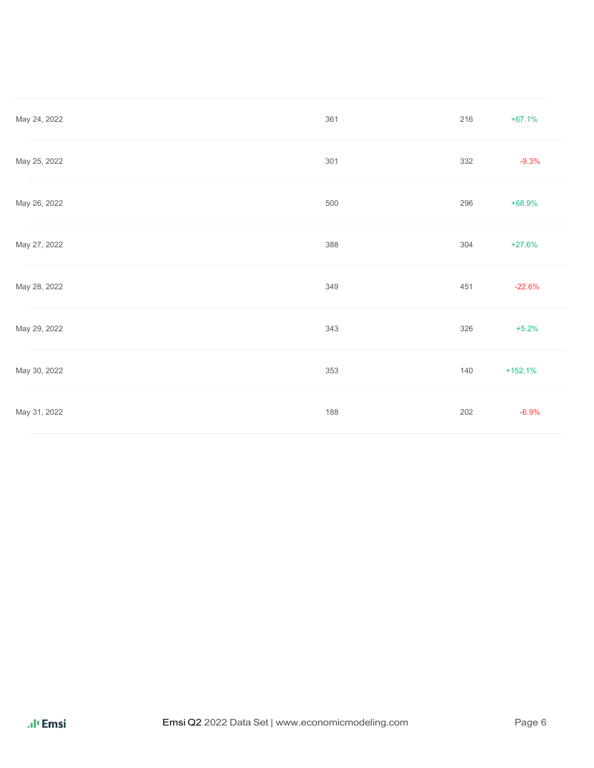| | | | |
|---|---|---|---|
| May 24, 2022 | 361 | 216 | +67.1% |
| May 25, 2022 | 301 | 332 | -9.3% |
| May 26, 2022 | 500 | 296 | +68.9% |
| May 27, 2022 | 388 | 304 | +27.6% |
| May 28, 2022 | 349 | 451 | -22.6% |
| May 29, 2022 | 343 | 326 | +5.2% |
| May 30, 2022 | 353 | 140 | +152.1% |
| May 31, 2022 | 188 | 202 | -6.9% |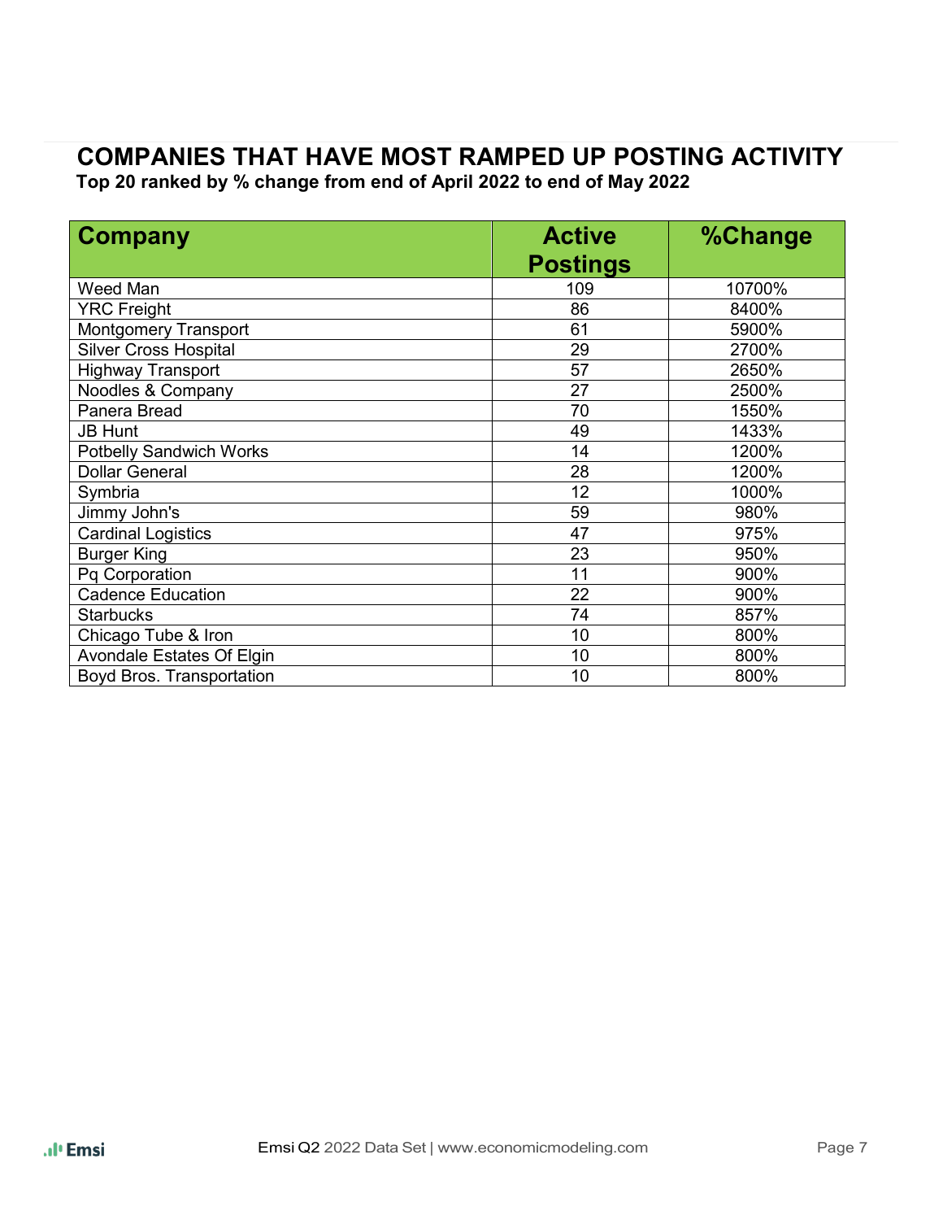# COMPANIES THAT HAVE MOST RAMPED UP POSTING ACTIVITY

**Top 20 ranked by % change from end of April 2022 to end of May 2022**

| Company | Active Postings | %Change |
|---|---|---|
| Weed Man | 109 | 10700% |
| YRC Freight | 86 | 8400% |
| Montgomery Transport | 61 | 5900% |
| Silver Cross Hospital | 29 | 2700% |
| Highway Transport | 57 | 2650% |
| Noodles & Company | 27 | 2500% |
| Panera Bread | 70 | 1550% |
| JB Hunt | 49 | 1433% |
| Potbelly Sandwich Works | 14 | 1200% |
| Dollar General | 28 | 1200% |
| Symbria | 12 | 1000% |
| Jimmy John's | 59 | 980% |
| Cardinal Logistics | 47 | 975% |
| Burger King | 23 | 950% |
| Pq Corporation | 11 | 900% |
| Cadence Education | 22 | 900% |
| Starbucks | 74 | 857% |
| Chicago Tube & Iron | 10 | 800% |
| Avondale Estates Of Elgin | 10 | 800% |
| Boyd Bros. Transportation | 10 | 800% |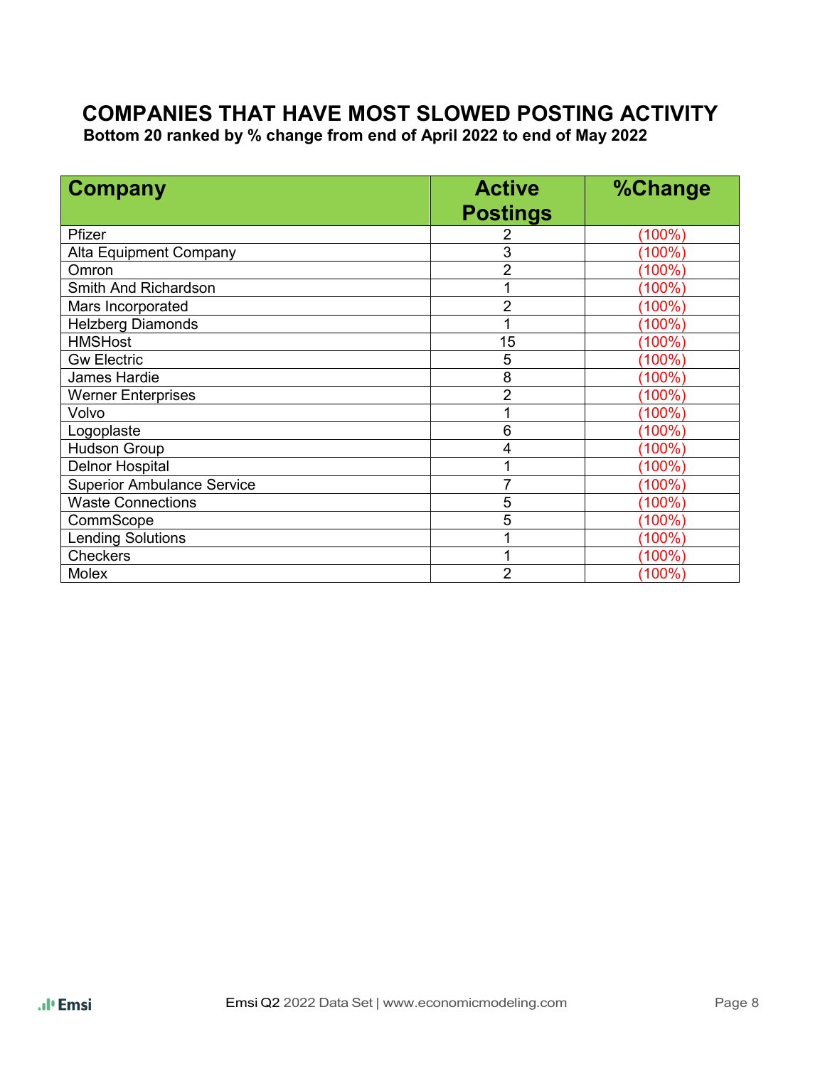# COMPANIES THAT HAVE MOST SLOWED POSTING ACTIVITY

**Bottom 20 ranked by % change from end of April 2022 to end of May 2022**

| Company | Active Postings | %Change |
|---|---|---|
| Pfizer | 2 | (100%) |
| Alta Equipment Company | 3 | (100%) |
| Omron | 2 | (100%) |
| Smith And Richardson | 1 | (100%) |
| Mars Incorporated | 2 | (100%) |
| Helzberg Diamonds | 1 | (100%) |
| HMSHost | 15 | (100%) |
| Gw Electric | 5 | (100%) |
| James Hardie | 8 | (100%) |
| Werner Enterprises | 2 | (100%) |
| Volvo | 1 | (100%) |
| Logoplaste | 6 | (100%) |
| Hudson Group | 4 | (100%) |
| Delnor Hospital | 1 | (100%) |
| Superior Ambulance Service | 7 | (100%) |
| Waste Connections | 5 | (100%) |
| CommScope | 5 | (100%) |
| Lending Solutions | 1 | (100%) |
| Checkers | 1 | (100%) |
| Molex | 2 | (100%) |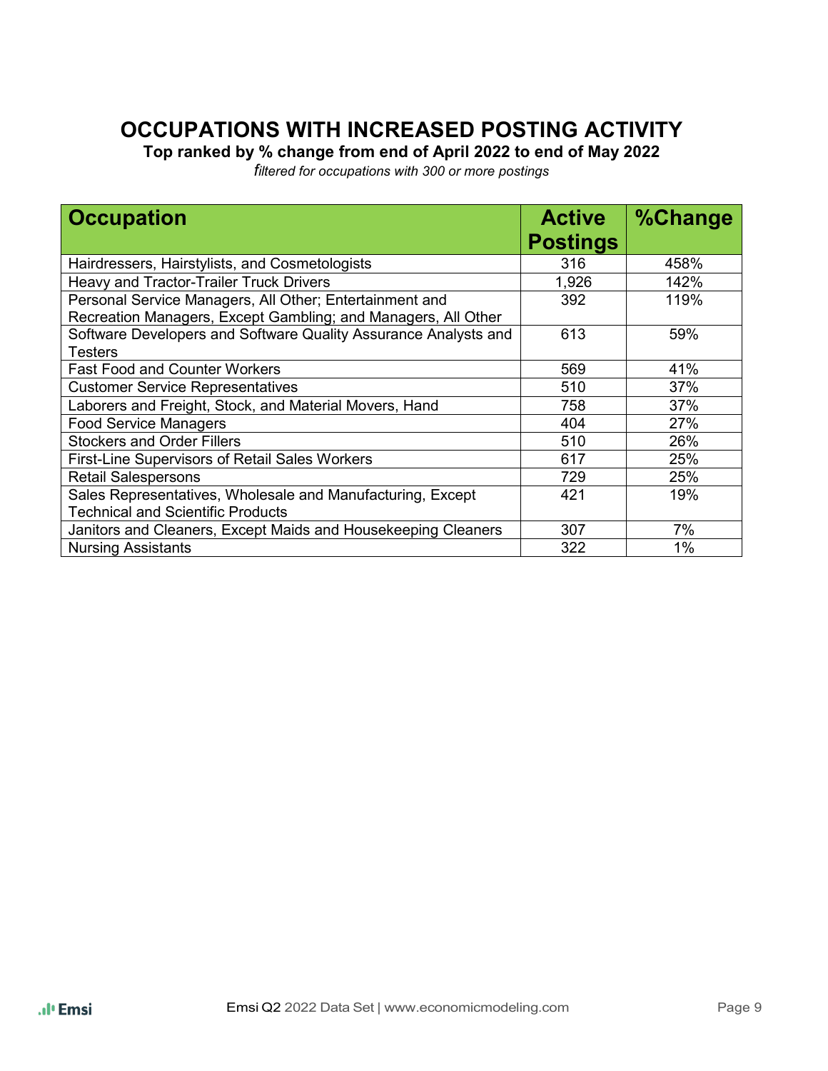# OCCUPATIONS WITH INCREASED POSTING ACTIVITY

**Top ranked by % change from end of April 2022 to end of May 2022**

*filtered for occupations with 300 or more postings*

| Occupation | Active Postings | %Change |
|---|---|---|
| Hairdressers, Hairstylists, and Cosmetologists | 316 | 458% |
| Heavy and Tractor-Trailer Truck Drivers | 1,926 | 142% |
| Personal Service Managers, All Other; Entertainment and Recreation Managers, Except Gambling; and Managers, All Other | 392 | 119% |
| Software Developers and Software Quality Assurance Analysts and Testers | 613 | 59% |
| Fast Food and Counter Workers | 569 | 41% |
| Customer Service Representatives | 510 | 37% |
| Laborers and Freight, Stock, and Material Movers, Hand | 758 | 37% |
| Food Service Managers | 404 | 27% |
| Stockers and Order Fillers | 510 | 26% |
| First-Line Supervisors of Retail Sales Workers | 617 | 25% |
| Retail Salespersons | 729 | 25% |
| Sales Representatives, Wholesale and Manufacturing, Except Technical and Scientific Products | 421 | 19% |
| Janitors and Cleaners, Except Maids and Housekeeping Cleaners | 307 | 7% |
| Nursing Assistants | 322 | 1% |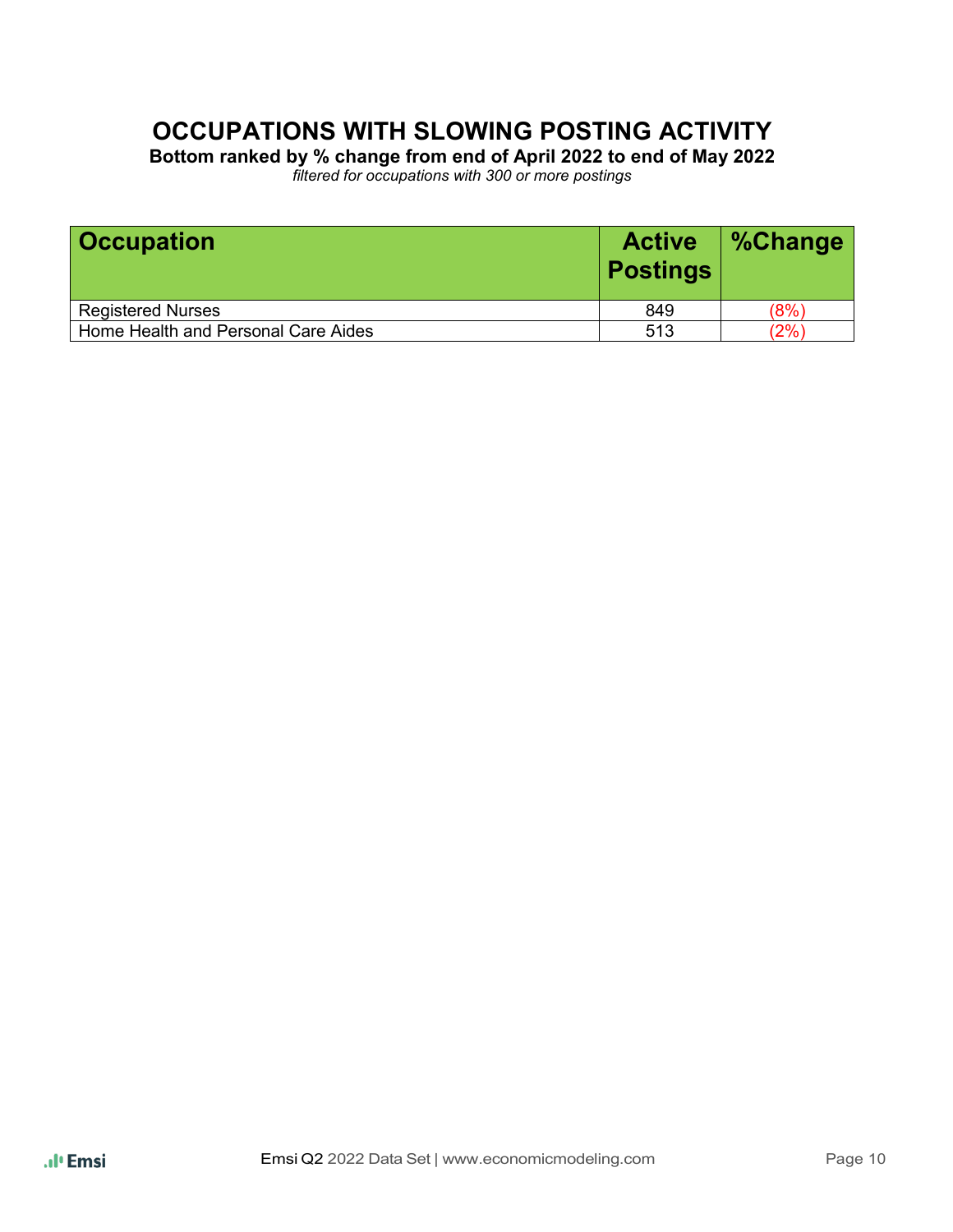# OCCUPATIONS WITH SLOWING POSTING ACTIVITY

**Bottom ranked by % change from end of April 2022 to end of May 2022**

*filtered for occupations with 300 or more postings*

| Occupation | Active Postings | %Change |
|---|---|---|
| Registered Nurses | 849 | (8%) |
| Home Health and Personal Care Aides | 513 | (2%) |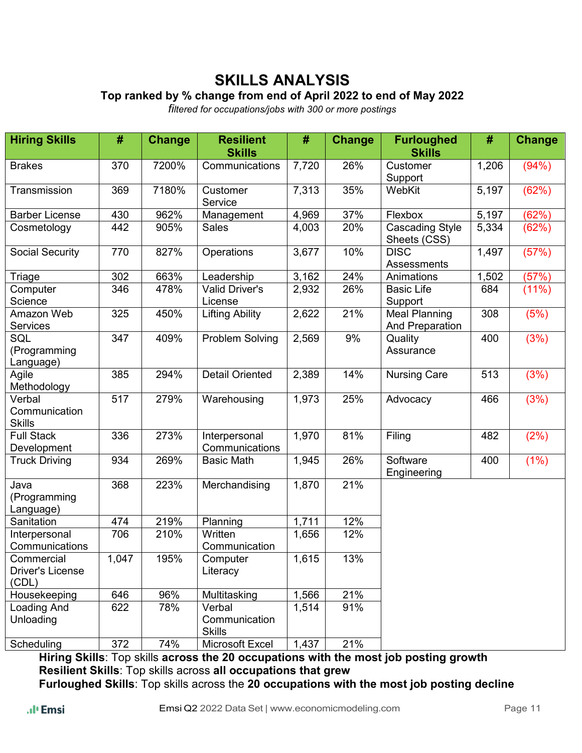# SKILLS ANALYSIS

**Top ranked by % change from end of April 2022 to end of May 2022**

*filtered for occupations/jobs with 300 or more postings*

| Hiring Skills | # | Change | Resilient Skills | # | Change | Furloughed Skills | # | Change |
|---|---|---|---|---|---|---|---|---|
| Brakes | 370 | 7200% | Communications | 7,720 | 26% | Customer Support | 1,206 | (94%) |
| Transmission | 369 | 7180% | Customer Service | 7,313 | 35% | WebKit | 5,197 | (62%) |
| Barber License | 430 | 962% | Management | 4,969 | 37% | Flexbox | 5,197 | (62%) |
| Cosmetology | 442 | 905% | Sales | 4,003 | 20% | Cascading Style Sheets (CSS) | 5,334 | (62%) |
| Social Security | 770 | 827% | Operations | 3,677 | 10% | DISC Assessments | 1,497 | (57%) |
| Triage | 302 | 663% | Leadership | 3,162 | 24% | Animations | 1,502 | (57%) |
| Computer Science | 346 | 478% | Valid Driver's License | 2,932 | 26% | Basic Life Support | 684 | (11%) |
| Amazon Web Services | 325 | 450% | Lifting Ability | 2,622 | 21% | Meal Planning And Preparation | 308 | (5%) |
| SQL (Programming Language) | 347 | 409% | Problem Solving | 2,569 | 9% | Quality Assurance | 400 | (3%) |
| Agile Methodology | 385 | 294% | Detail Oriented | 2,389 | 14% | Nursing Care | 513 | (3%) |
| Verbal Communication Skills | 517 | 279% | Warehousing | 1,973 | 25% | Advocacy | 466 | (3%) |
| Full Stack Development | 336 | 273% | Interpersonal Communications | 1,970 | 81% | Filing | 482 | (2%) |
| Truck Driving | 934 | 269% | Basic Math | 1,945 | 26% | Software Engineering | 400 | (1%) |
| Java (Programming Language) | 368 | 223% | Merchandising | 1,870 | 21% | | | |
| Sanitation | 474 | 219% | Planning | 1,711 | 12% | | | |
| Interpersonal Communications | 706 | 210% | Written Communication | 1,656 | 12% | | | |
| Commercial Driver's License (CDL) | 1,047 | 195% | Computer Literacy | 1,615 | 13% | | | |
| Housekeeping | 646 | 96% | Multitasking | 1,566 | 21% | | | |
| Loading And Unloading | 622 | 78% | Verbal Communication Skills | 1,514 | 91% | | | |
| Scheduling | 372 | 74% | Microsoft Excel | 1,437 | 21% | | | |

**Hiring Skills**: Top skills **across the 20 occupations with the most job posting growth**
**Resilient Skills**: Top skills across **all occupations that grew**
**Furloughed Skills**: Top skills across the **20 occupations with the most job posting decline**

Emsi Q2 2022 Data Set | www.economicmodeling.com